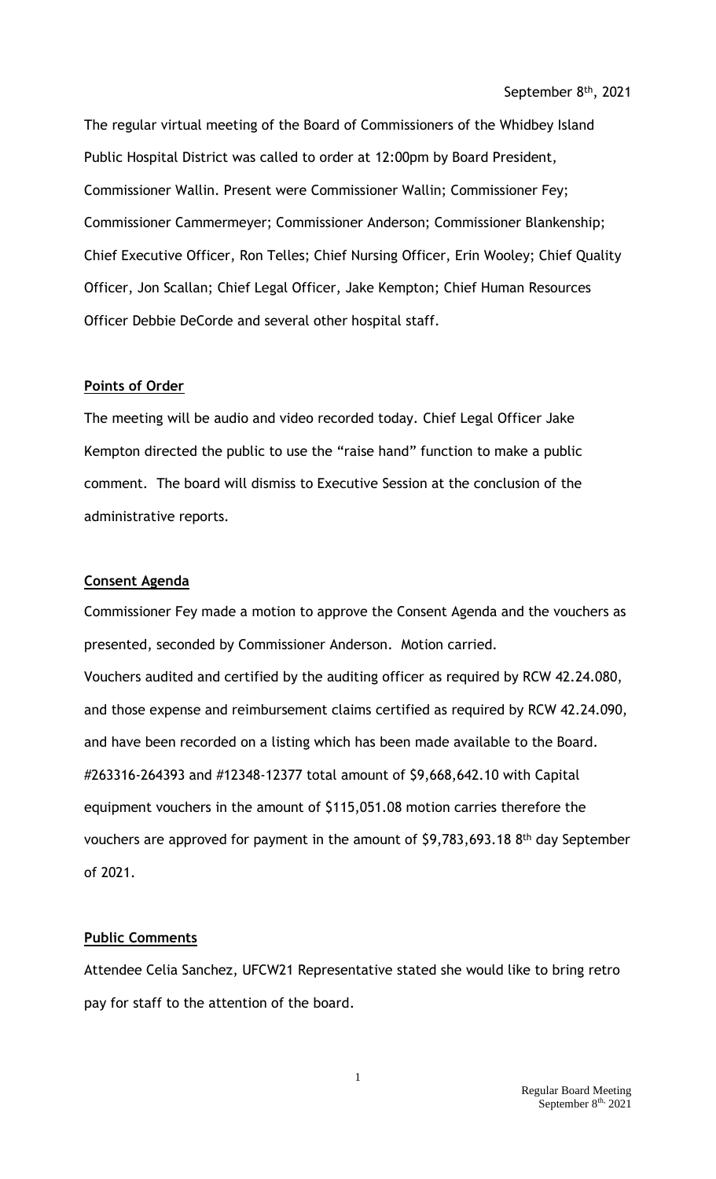September 8th, 2021

The regular virtual meeting of the Board of Commissioners of the Whidbey Island Public Hospital District was called to order at 12:00pm by Board President, Commissioner Wallin. Present were Commissioner Wallin; Commissioner Fey; Commissioner Cammermeyer; Commissioner Anderson; Commissioner Blankenship; Chief Executive Officer, Ron Telles; Chief Nursing Officer, Erin Wooley; Chief Quality Officer, Jon Scallan; Chief Legal Officer, Jake Kempton; Chief Human Resources Officer Debbie DeCorde and several other hospital staff.

**Points of Order**

The meeting will be audio and video recorded today. Chief Legal Officer Jake Kempton directed the public to use the "raise hand" function to make a public comment. The board will dismiss to Executive Session at the conclusion of the administrative reports.

**Consent Agenda**

Commissioner Fey made a motion to approve the Consent Agenda and the vouchers as presented, seconded by Commissioner Anderson. Motion carried.

Vouchers audited and certified by the auditing officer as required by RCW 42.24.080, and those expense and reimbursement claims certified as required by RCW 42.24.090, and have been recorded on a listing which has been made available to the Board. #263316-264393 and #12348-12377 total amount of $9,668,642.10 with Capital equipment vouchers in the amount of $115,051.08 motion carries therefore the vouchers are approved for payment in the amount of $9,783,693.18 8th day September of 2021.

**Public Comments**

Attendee Celia Sanchez, UFCW21 Representative stated she would like to bring retro pay for staff to the attention of the board.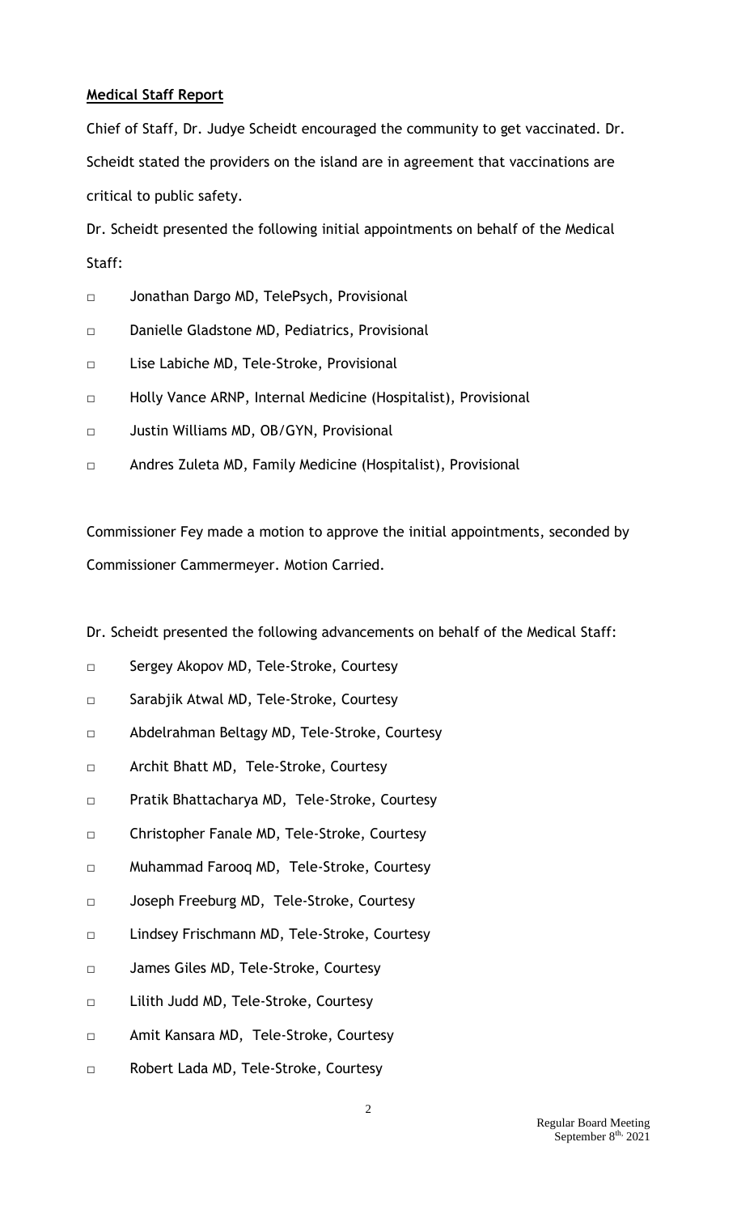## **Medical Staff Report**

Chief of Staff, Dr. Judye Scheidt encouraged the community to get vaccinated. Dr. Scheidt stated the providers on the island are in agreement that vaccinations are critical to public safety.

Dr. Scheidt presented the following initial appointments on behalf of the Medical Staff:

- Jonathan Dargo MD, TelePsych, Provisional
- Danielle Gladstone MD, Pediatrics, Provisional
- Lise Labiche MD, Tele-Stroke, Provisional
- Holly Vance ARNP, Internal Medicine (Hospitalist), Provisional
- Justin Williams MD, OB/GYN, Provisional
- Andres Zuleta MD, Family Medicine (Hospitalist), Provisional

Commissioner Fey made a motion to approve the initial appointments, seconded by Commissioner Cammermeyer. Motion Carried.

Dr. Scheidt presented the following advancements on behalf of the Medical Staff:

- Sergey Akopov MD, Tele-Stroke, Courtesy
- Sarabjik Atwal MD, Tele-Stroke, Courtesy
- Abdelrahman Beltagy MD, Tele-Stroke, Courtesy
- Archit Bhatt MD, Tele-Stroke, Courtesy
- Pratik Bhattacharya MD, Tele-Stroke, Courtesy
- Christopher Fanale MD, Tele-Stroke, Courtesy
- Muhammad Farooq MD, Tele-Stroke, Courtesy
- Joseph Freeburg MD, Tele-Stroke, Courtesy
- Lindsey Frischmann MD, Tele-Stroke, Courtesy
- James Giles MD, Tele-Stroke, Courtesy
- Lilith Judd MD, Tele-Stroke, Courtesy
- Amit Kansara MD, Tele-Stroke, Courtesy
- Robert Lada MD, Tele-Stroke, Courtesy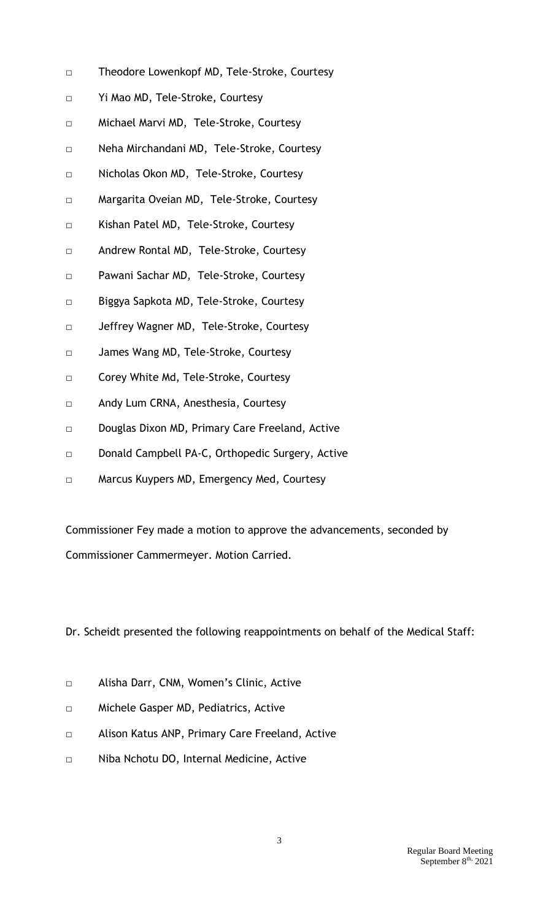- Theodore Lowenkopf MD, Tele-Stroke, Courtesy
- Yi Mao MD, Tele-Stroke, Courtesy
- Michael Marvi MD, Tele-Stroke, Courtesy
- Neha Mirchandani MD, Tele-Stroke, Courtesy
- Nicholas Okon MD, Tele-Stroke, Courtesy
- Margarita Oveian MD, Tele-Stroke, Courtesy
- Kishan Patel MD, Tele-Stroke, Courtesy
- Andrew Rontal MD, Tele-Stroke, Courtesy
- Pawani Sachar MD, Tele-Stroke, Courtesy
- Biggya Sapkota MD, Tele-Stroke, Courtesy
- Jeffrey Wagner MD, Tele-Stroke, Courtesy
- James Wang MD, Tele-Stroke, Courtesy
- Corey White Md, Tele-Stroke, Courtesy
- Andy Lum CRNA, Anesthesia, Courtesy
- Douglas Dixon MD, Primary Care Freeland, Active
- Donald Campbell PA-C, Orthopedic Surgery, Active
- Marcus Kuypers MD, Emergency Med, Courtesy

Commissioner Fey made a motion to approve the advancements, seconded by Commissioner Cammermeyer. Motion Carried.

Dr. Scheidt presented the following reappointments on behalf of the Medical Staff:

- Alisha Darr, CNM, Women's Clinic, Active
- Michele Gasper MD, Pediatrics, Active
- Alison Katus ANP, Primary Care Freeland, Active
- Niba Nchotu DO, Internal Medicine, Active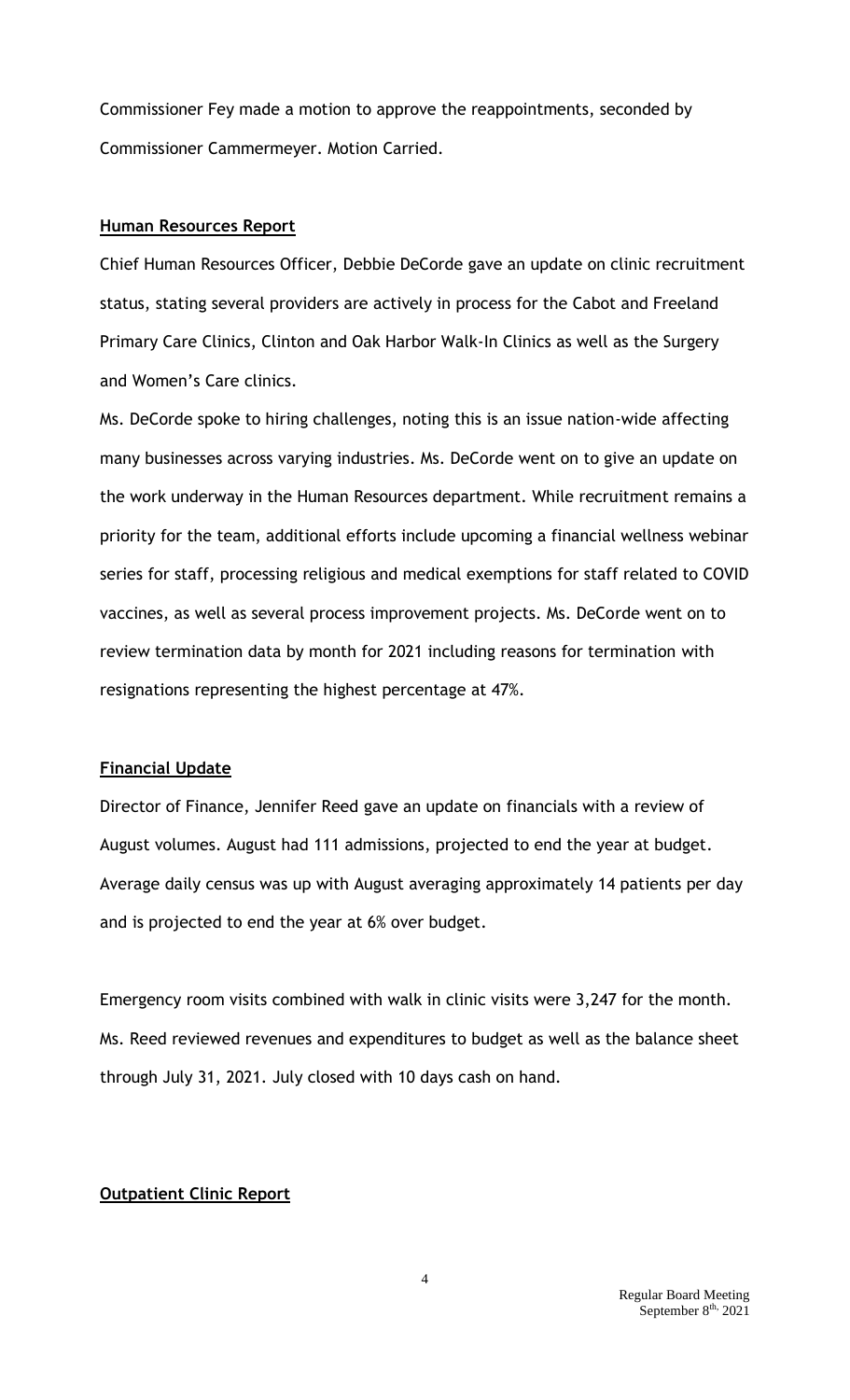Commissioner Fey made a motion to approve the reappointments, seconded by Commissioner Cammermeyer. Motion Carried.

**Human Resources Report**

Chief Human Resources Officer, Debbie DeCorde gave an update on clinic recruitment status, stating several providers are actively in process for the Cabot and Freeland Primary Care Clinics, Clinton and Oak Harbor Walk-In Clinics as well as the Surgery and Women's Care clinics.

Ms. DeCorde spoke to hiring challenges, noting this is an issue nation-wide affecting many businesses across varying industries. Ms. DeCorde went on to give an update on the work underway in the Human Resources department. While recruitment remains a priority for the team, additional efforts include upcoming a financial wellness webinar series for staff, processing religious and medical exemptions for staff related to COVID vaccines, as well as several process improvement projects. Ms. DeCorde went on to review termination data by month for 2021 including reasons for termination with resignations representing the highest percentage at 47%.

**Financial Update**

Director of Finance, Jennifer Reed gave an update on financials with a review of August volumes. August had 111 admissions, projected to end the year at budget. Average daily census was up with August averaging approximately 14 patients per day and is projected to end the year at 6% over budget.

Emergency room visits combined with walk in clinic visits were 3,247 for the month. Ms. Reed reviewed revenues and expenditures to budget as well as the balance sheet through July 31, 2021. July closed with 10 days cash on hand.

**Outpatient Clinic Report**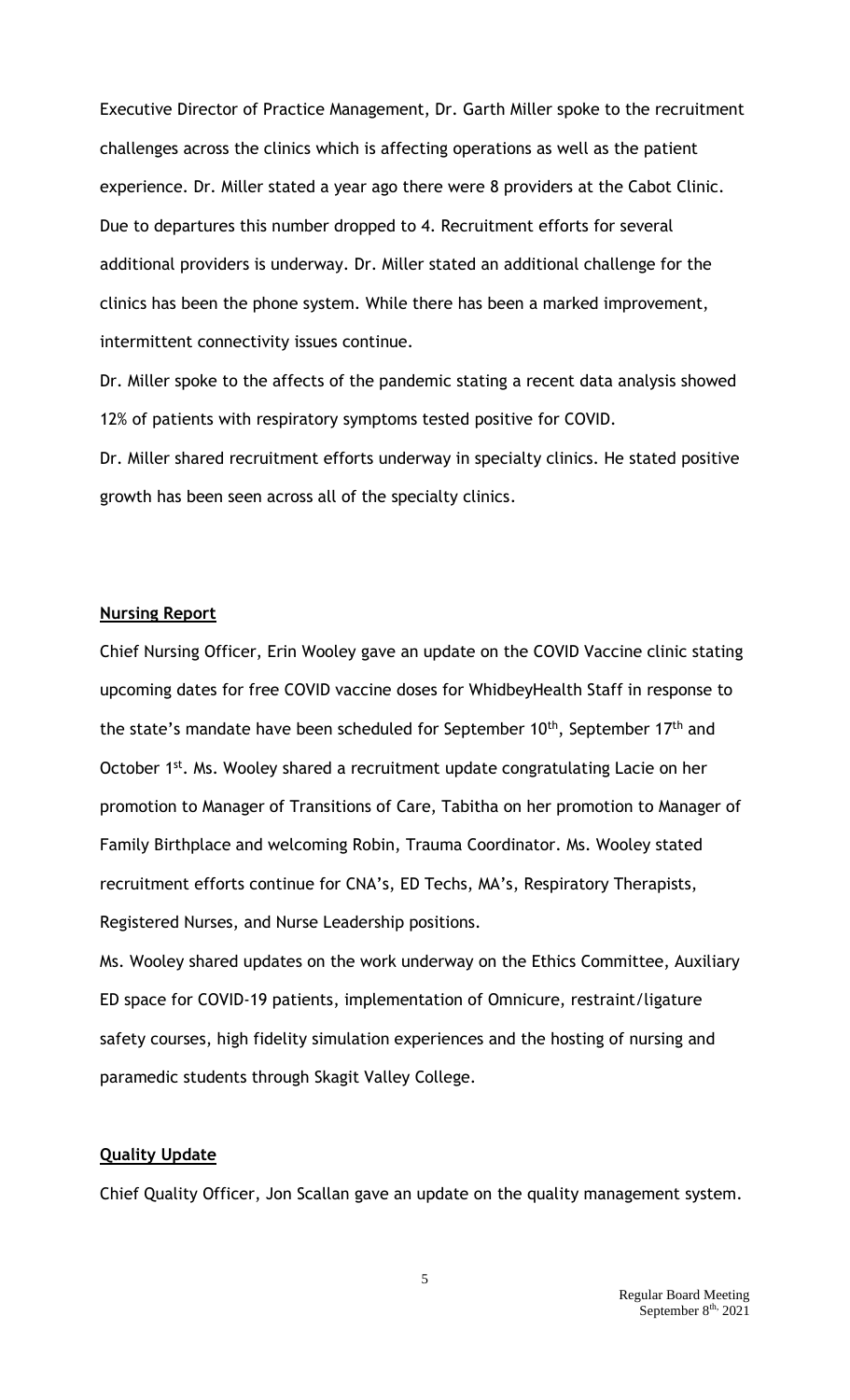Executive Director of Practice Management, Dr. Garth Miller spoke to the recruitment challenges across the clinics which is affecting operations as well as the patient experience. Dr. Miller stated a year ago there were 8 providers at the Cabot Clinic. Due to departures this number dropped to 4. Recruitment efforts for several additional providers is underway. Dr. Miller stated an additional challenge for the clinics has been the phone system. While there has been a marked improvement, intermittent connectivity issues continue.

Dr. Miller spoke to the affects of the pandemic stating a recent data analysis showed 12% of patients with respiratory symptoms tested positive for COVID.

Dr. Miller shared recruitment efforts underway in specialty clinics. He stated positive growth has been seen across all of the specialty clinics.

**Nursing Report**

Chief Nursing Officer, Erin Wooley gave an update on the COVID Vaccine clinic stating upcoming dates for free COVID vaccine doses for WhidbeyHealth Staff in response to the state's mandate have been scheduled for September 10th, September 17th and October 1st. Ms. Wooley shared a recruitment update congratulating Lacie on her promotion to Manager of Transitions of Care, Tabitha on her promotion to Manager of Family Birthplace and welcoming Robin, Trauma Coordinator. Ms. Wooley stated recruitment efforts continue for CNA's, ED Techs, MA's, Respiratory Therapists, Registered Nurses, and Nurse Leadership positions.

Ms. Wooley shared updates on the work underway on the Ethics Committee, Auxiliary ED space for COVID-19 patients, implementation of Omnicure, restraint/ligature safety courses, high fidelity simulation experiences and the hosting of nursing and paramedic students through Skagit Valley College.

**Quality Update**

Chief Quality Officer, Jon Scallan gave an update on the quality management system.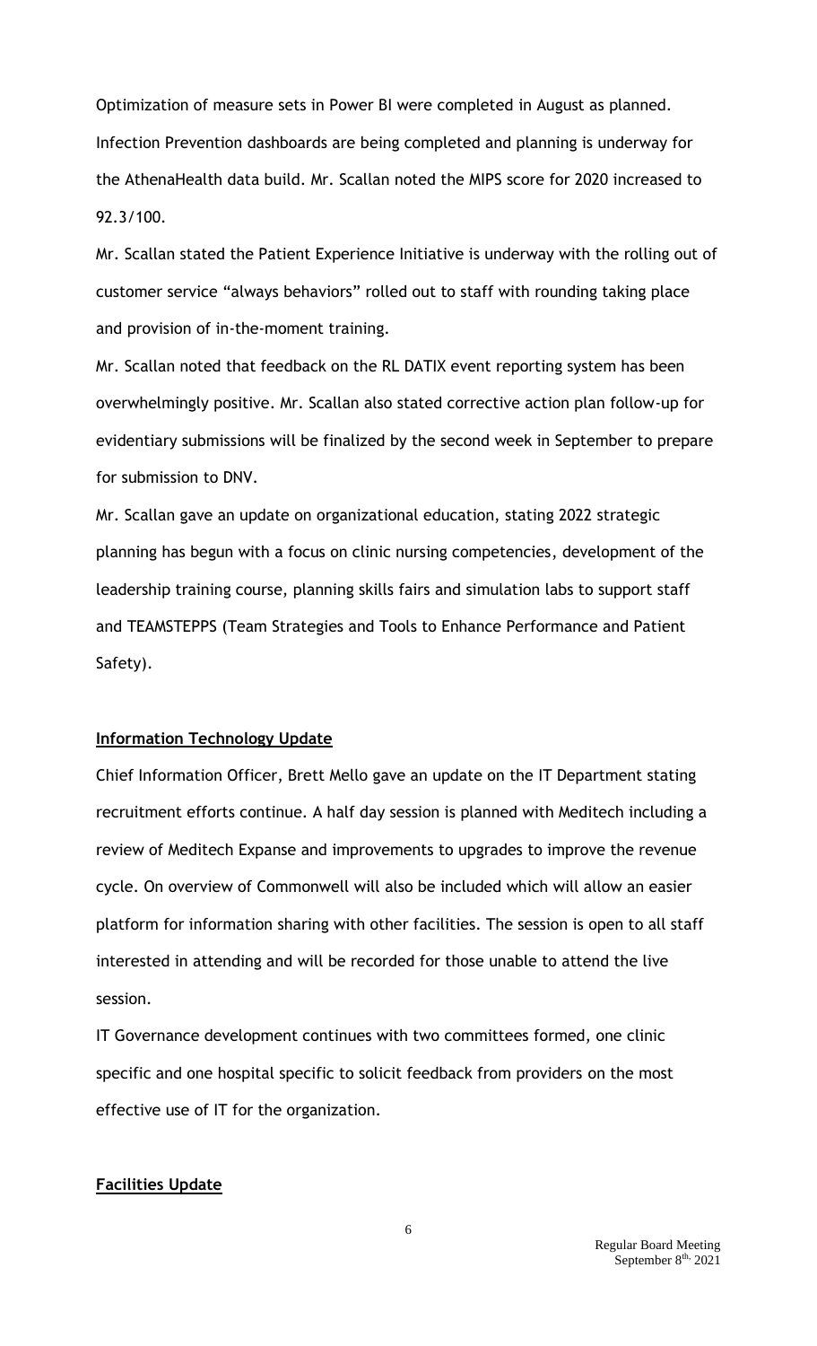Optimization of measure sets in Power BI were completed in August as planned. Infection Prevention dashboards are being completed and planning is underway for the AthenaHealth data build. Mr. Scallan noted the MIPS score for 2020 increased to 92.3/100.

Mr. Scallan stated the Patient Experience Initiative is underway with the rolling out of customer service "always behaviors" rolled out to staff with rounding taking place and provision of in-the-moment training.

Mr. Scallan noted that feedback on the RL DATIX event reporting system has been overwhelmingly positive. Mr. Scallan also stated corrective action plan follow-up for evidentiary submissions will be finalized by the second week in September to prepare for submission to DNV.

Mr. Scallan gave an update on organizational education, stating 2022 strategic planning has begun with a focus on clinic nursing competencies, development of the leadership training course, planning skills fairs and simulation labs to support staff and TEAMSTEPPS (Team Strategies and Tools to Enhance Performance and Patient Safety).

**Information Technology Update**

Chief Information Officer, Brett Mello gave an update on the IT Department stating recruitment efforts continue. A half day session is planned with Meditech including a review of Meditech Expanse and improvements to upgrades to improve the revenue cycle. On overview of Commonwell will also be included which will allow an easier platform for information sharing with other facilities. The session is open to all staff interested in attending and will be recorded for those unable to attend the live session.

IT Governance development continues with two committees formed, one clinic specific and one hospital specific to solicit feedback from providers on the most effective use of IT for the organization.

**Facilities Update**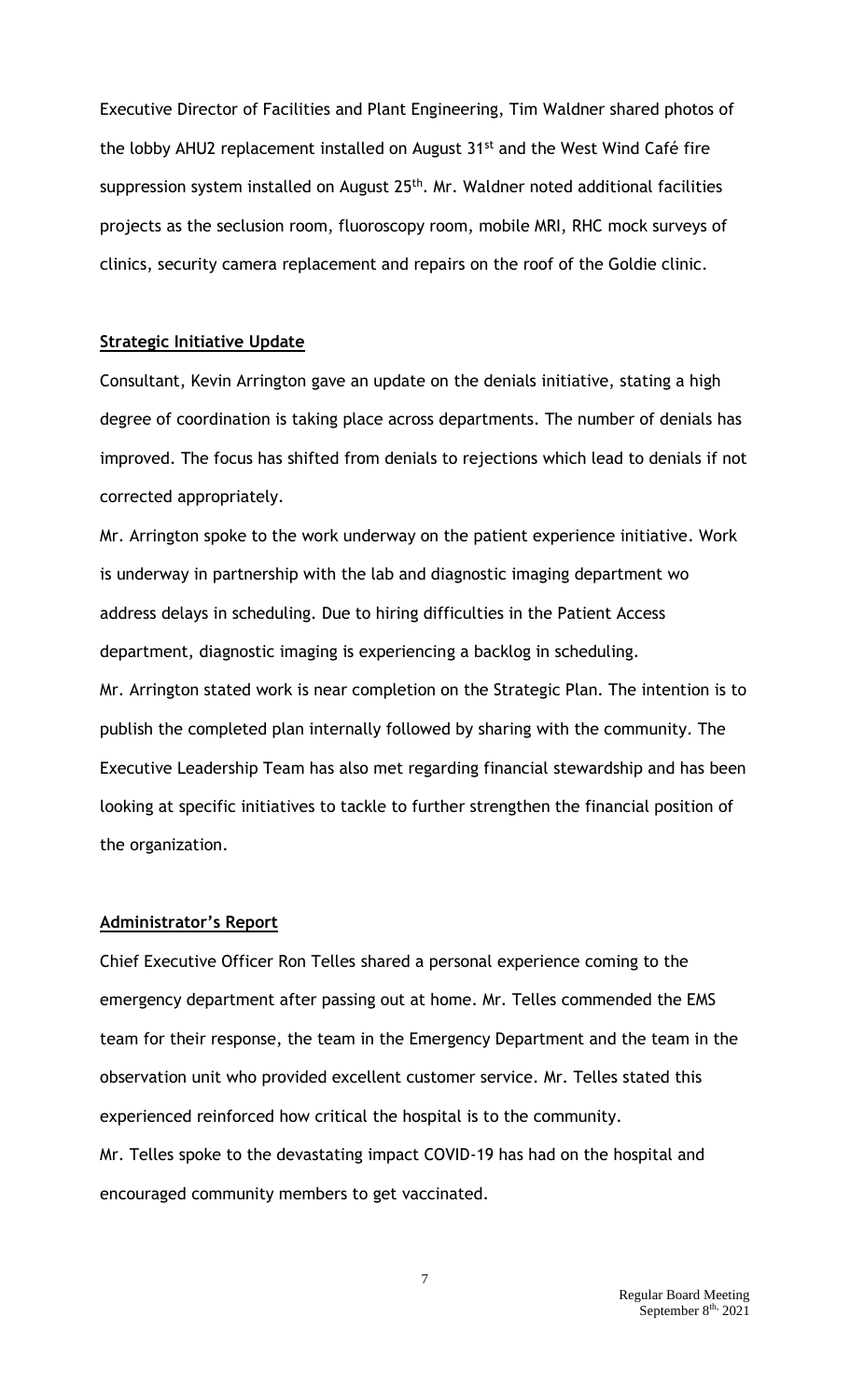Executive Director of Facilities and Plant Engineering, Tim Waldner shared photos of the lobby AHU2 replacement installed on August 31st and the West Wind Café fire suppression system installed on August 25th. Mr. Waldner noted additional facilities projects as the seclusion room, fluoroscopy room, mobile MRI, RHC mock surveys of clinics, security camera replacement and repairs on the roof of the Goldie clinic.

**Strategic Initiative Update**

Consultant, Kevin Arrington gave an update on the denials initiative, stating a high degree of coordination is taking place across departments. The number of denials has improved. The focus has shifted from denials to rejections which lead to denials if not corrected appropriately.

Mr. Arrington spoke to the work underway on the patient experience initiative. Work is underway in partnership with the lab and diagnostic imaging department wo address delays in scheduling. Due to hiring difficulties in the Patient Access department, diagnostic imaging is experiencing a backlog in scheduling.

Mr. Arrington stated work is near completion on the Strategic Plan. The intention is to publish the completed plan internally followed by sharing with the community. The Executive Leadership Team has also met regarding financial stewardship and has been looking at specific initiatives to tackle to further strengthen the financial position of the organization.

**Administrator's Report**

Chief Executive Officer Ron Telles shared a personal experience coming to the emergency department after passing out at home. Mr. Telles commended the EMS team for their response, the team in the Emergency Department and the team in the observation unit who provided excellent customer service. Mr. Telles stated this experienced reinforced how critical the hospital is to the community.

Mr. Telles spoke to the devastating impact COVID-19 has had on the hospital and encouraged community members to get vaccinated.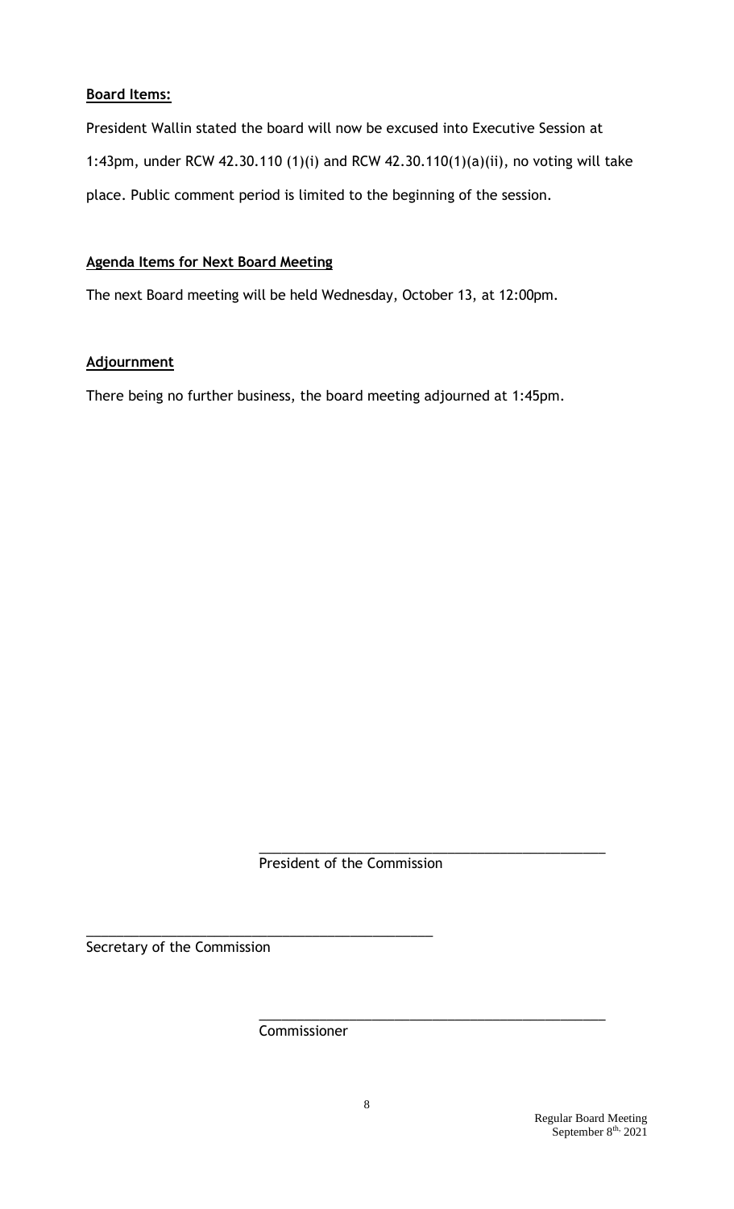**Board Items:**

President Wallin stated the board will now be excused into Executive Session at 1:43pm, under RCW 42.30.110 (1)(i) and RCW 42.30.110(1)(a)(ii), no voting will take place. Public comment period is limited to the beginning of the session.

**Agenda Items for Next Board Meeting**

The next Board meeting will be held Wednesday, October 13, at 12:00pm.

**Adjournment**

There being no further business, the board meeting adjourned at 1:45pm.

\_\_\_\_\_\_\_\_\_\_\_\_\_\_\_\_\_\_\_\_\_\_\_\_\_\_\_\_\_\_\_\_\_\_\_\_\_\_\_\_\_\_\_\_\_
President of the Commission

\_\_\_\_\_\_\_\_\_\_\_\_\_\_\_\_\_\_\_\_\_\_\_\_\_\_\_\_\_\_\_\_\_\_\_\_\_\_\_\_\_\_\_\_\_
Secretary of the Commission

\_\_\_\_\_\_\_\_\_\_\_\_\_\_\_\_\_\_\_\_\_\_\_\_\_\_\_\_\_\_\_\_\_\_\_\_\_\_\_\_\_\_\_\_\_
Commissioner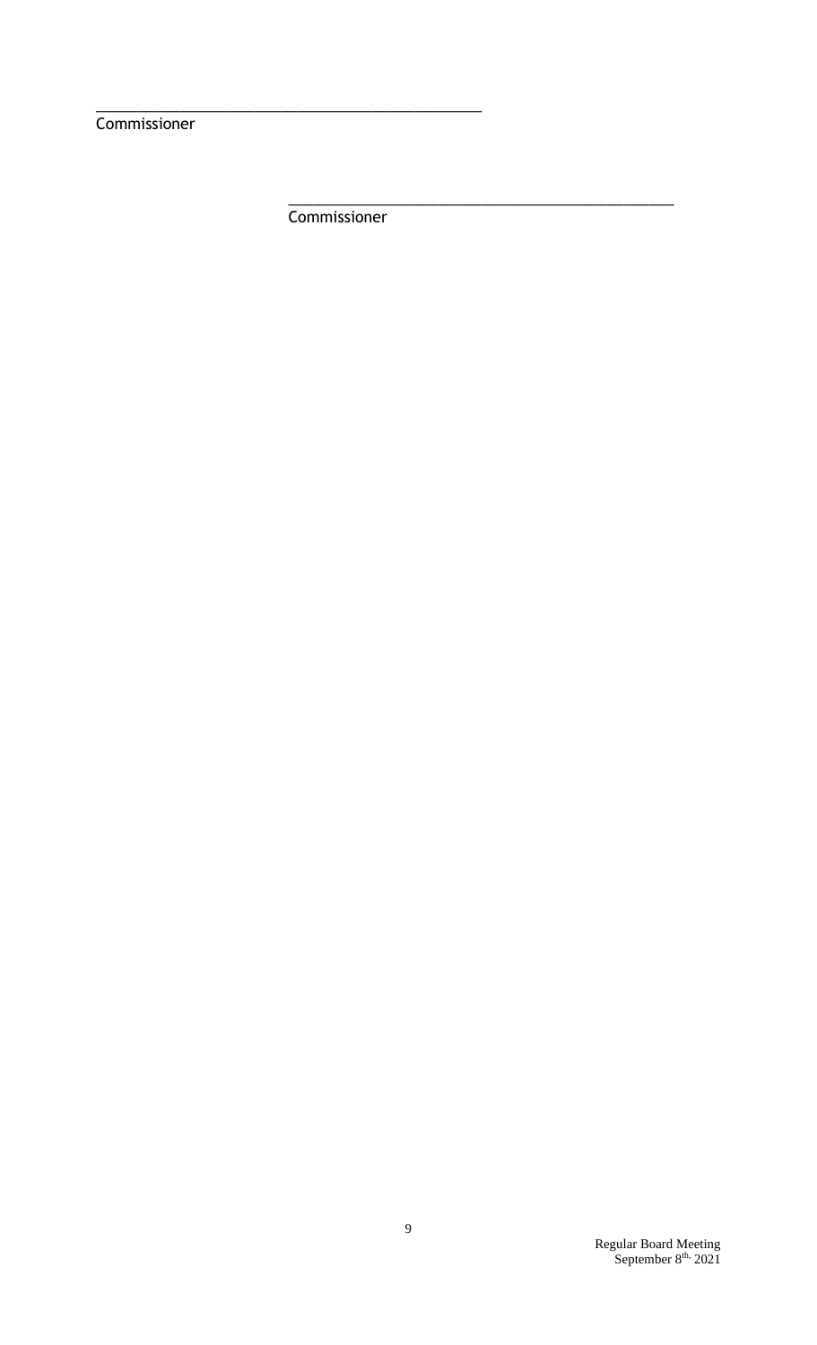_______________________________________________
Commissioner

_______________________________________________
Commissioner